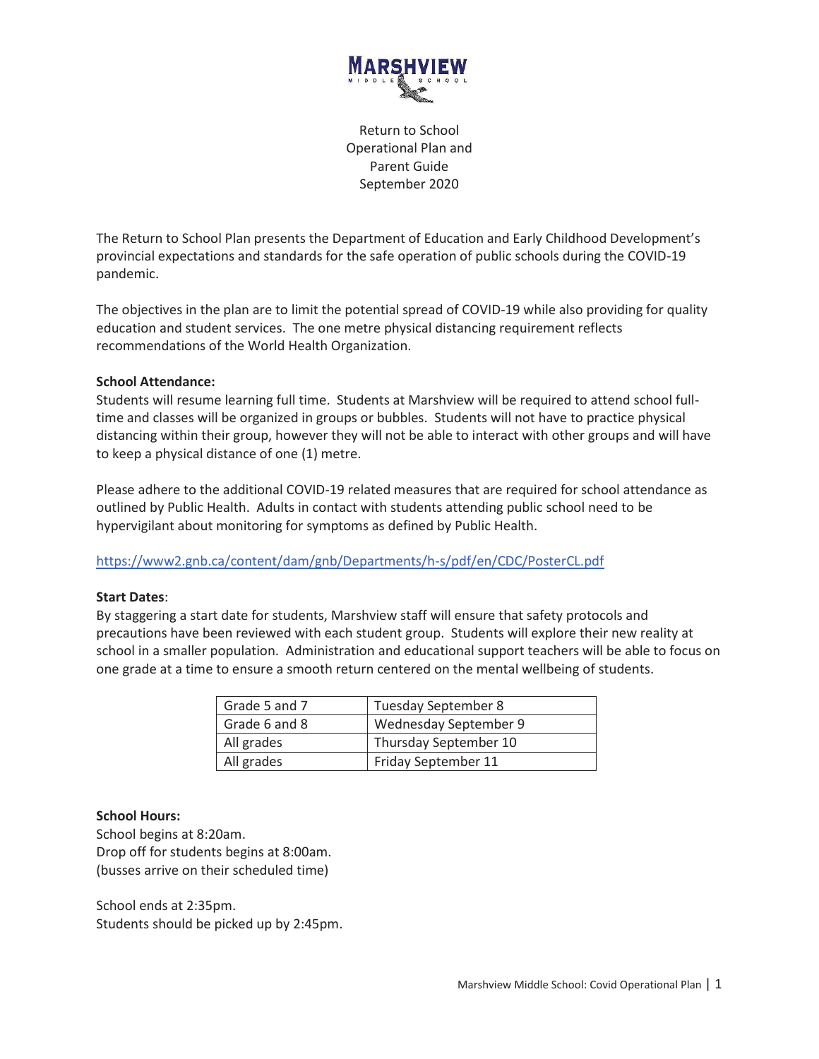# MARSHVIEW

MIDDLE SCHOOL

Return to School
Operational Plan and
Parent Guide
September 2020

The Return to School Plan presents the Department of Education and Early Childhood Development's provincial expectations and standards for the safe operation of public schools during the COVID-19 pandemic.

The objectives in the plan are to limit the potential spread of COVID-19 while also providing for quality education and student services. The one metre physical distancing requirement reflects recommendations of the World Health Organization.

**School Attendance:**
Students will resume learning full time. Students at Marshview will be required to attend school full-time and classes will be organized in groups or bubbles. Students will not have to practice physical distancing within their group, however they will not be able to interact with other groups and will have to keep a physical distance of one (1) metre.

Please adhere to the additional COVID-19 related measures that are required for school attendance as outlined by Public Health. Adults in contact with students attending public school need to be hypervigilant about monitoring for symptoms as defined by Public Health.

https://www2.gnb.ca/content/dam/gnb/Departments/h-s/pdf/en/CDC/PosterCL.pdf

**Start Dates**:
By staggering a start date for students, Marshview staff will ensure that safety protocols and precautions have been reviewed with each student group. Students will explore their new reality at school in a smaller population. Administration and educational support teachers will be able to focus on one grade at a time to ensure a smooth return centered on the mental wellbeing of students.

| Grade 5 and 7 | Tuesday September 8 |
|---|---|
| Grade 6 and 8 | Wednesday September 9 |
| All grades | Thursday September 10 |
| All grades | Friday September 11 |

**School Hours:**
School begins at 8:20am.
Drop off for students begins at 8:00am.
(busses arrive on their scheduled time)

School ends at 2:35pm.
Students should be picked up by 2:45pm.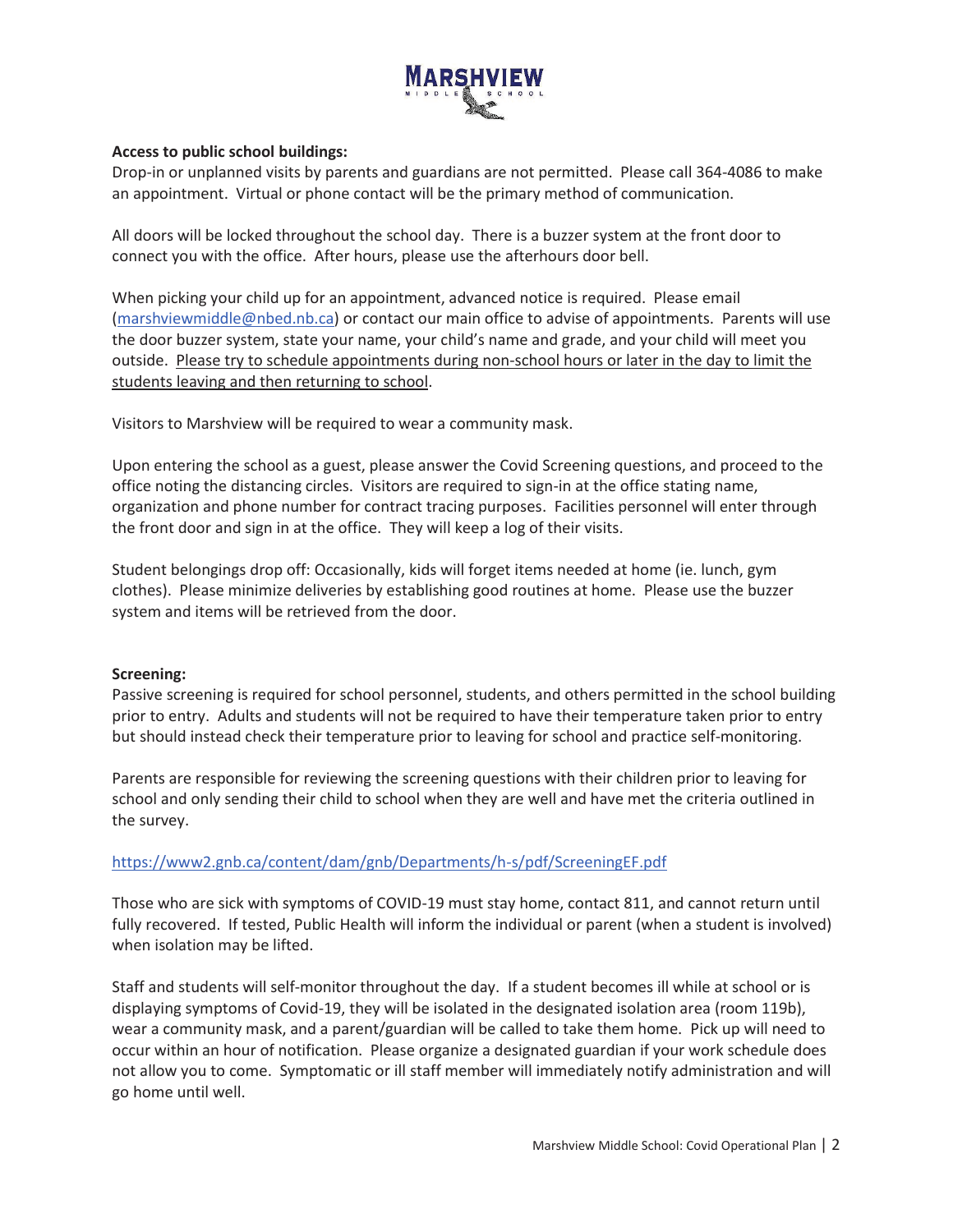**Access to public school buildings:**

Drop-in or unplanned visits by parents and guardians are not permitted. Please call 364-4086 to make an appointment. Virtual or phone contact will be the primary method of communication.

All doors will be locked throughout the school day. There is a buzzer system at the front door to connect you with the office. After hours, please use the afterhours door bell.

When picking your child up for an appointment, advanced notice is required. Please email (marshviewmiddle@nbed.nb.ca) or contact our main office to advise of appointments. Parents will use the door buzzer system, state your name, your child's name and grade, and your child will meet you outside. Please try to schedule appointments during non-school hours or later in the day to limit the students leaving and then returning to school.

Visitors to Marshview will be required to wear a community mask.

Upon entering the school as a guest, please answer the Covid Screening questions, and proceed to the office noting the distancing circles. Visitors are required to sign-in at the office stating name, organization and phone number for contract tracing purposes. Facilities personnel will enter through the front door and sign in at the office. They will keep a log of their visits.

Student belongings drop off: Occasionally, kids will forget items needed at home (ie. lunch, gym clothes). Please minimize deliveries by establishing good routines at home. Please use the buzzer system and items will be retrieved from the door.

**Screening:**

Passive screening is required for school personnel, students, and others permitted in the school building prior to entry. Adults and students will not be required to have their temperature taken prior to entry but should instead check their temperature prior to leaving for school and practice self-monitoring.

Parents are responsible for reviewing the screening questions with their children prior to leaving for school and only sending their child to school when they are well and have met the criteria outlined in the survey.

https://www2.gnb.ca/content/dam/gnb/Departments/h-s/pdf/ScreeningEF.pdf

Those who are sick with symptoms of COVID-19 must stay home, contact 811, and cannot return until fully recovered. If tested, Public Health will inform the individual or parent (when a student is involved) when isolation may be lifted.

Staff and students will self-monitor throughout the day. If a student becomes ill while at school or is displaying symptoms of Covid-19, they will be isolated in the designated isolation area (room 119b), wear a community mask, and a parent/guardian will be called to take them home. Pick up will need to occur within an hour of notification. Please organize a designated guardian if your work schedule does not allow you to come. Symptomatic or ill staff member will immediately notify administration and will go home until well.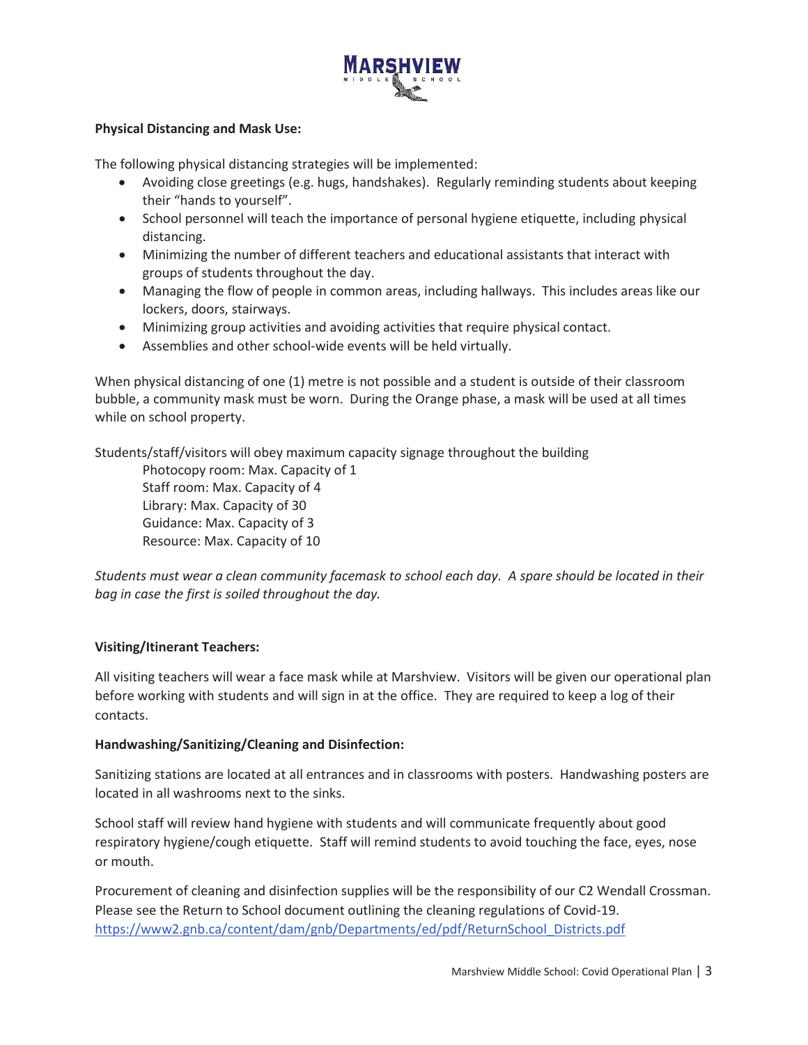**Physical Distancing and Mask Use:**

The following physical distancing strategies will be implemented:

- Avoiding close greetings (e.g. hugs, handshakes). Regularly reminding students about keeping their "hands to yourself".
- School personnel will teach the importance of personal hygiene etiquette, including physical distancing.
- Minimizing the number of different teachers and educational assistants that interact with groups of students throughout the day.
- Managing the flow of people in common areas, including hallways. This includes areas like our lockers, doors, stairways.
- Minimizing group activities and avoiding activities that require physical contact.
- Assemblies and other school-wide events will be held virtually.

When physical distancing of one (1) metre is not possible and a student is outside of their classroom bubble, a community mask must be worn. During the Orange phase, a mask will be used at all times while on school property.

Students/staff/visitors will obey maximum capacity signage throughout the building

Photocopy room: Max. Capacity of 1
Staff room: Max. Capacity of 4
Library: Max. Capacity of 30
Guidance: Max. Capacity of 3
Resource: Max. Capacity of 10

*Students must wear a clean community facemask to school each day. A spare should be located in their bag in case the first is soiled throughout the day.*

**Visiting/Itinerant Teachers:**

All visiting teachers will wear a face mask while at Marshview. Visitors will be given our operational plan before working with students and will sign in at the office. They are required to keep a log of their contacts.

**Handwashing/Sanitizing/Cleaning and Disinfection:**

Sanitizing stations are located at all entrances and in classrooms with posters. Handwashing posters are located in all washrooms next to the sinks.

School staff will review hand hygiene with students and will communicate frequently about good respiratory hygiene/cough etiquette. Staff will remind students to avoid touching the face, eyes, nose or mouth.

Procurement of cleaning and disinfection supplies will be the responsibility of our C2 Wendall Crossman. Please see the Return to School document outlining the cleaning regulations of Covid-19. https://www2.gnb.ca/content/dam/gnb/Departments/ed/pdf/ReturnSchool_Districts.pdf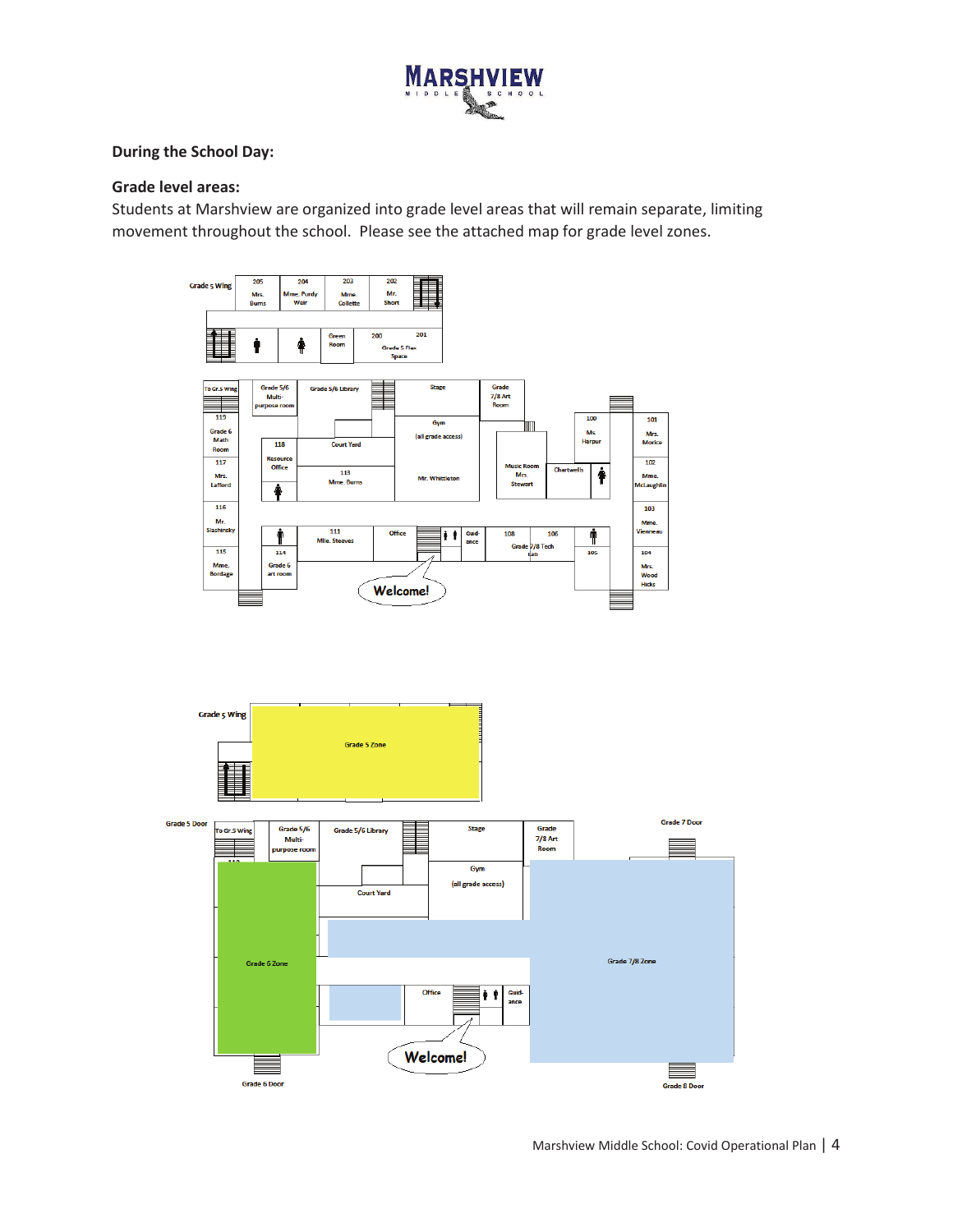## During the School Day:

### Grade level areas:

Students at Marshview are organized into grade level areas that will remain separate, limiting movement throughout the school. Please see the attached map for grade level zones.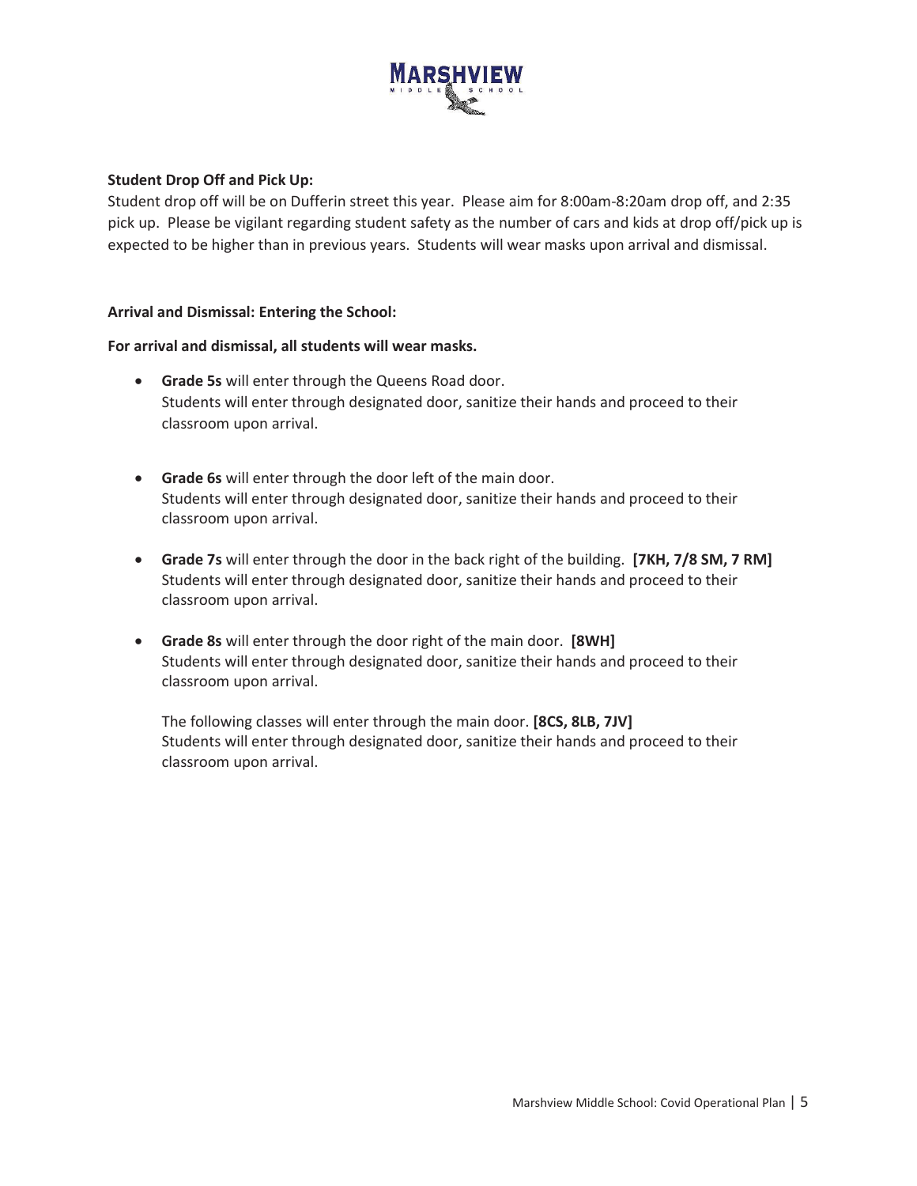**Student Drop Off and Pick Up:**
Student drop off will be on Dufferin street this year. Please aim for 8:00am-8:20am drop off, and 2:35 pick up. Please be vigilant regarding student safety as the number of cars and kids at drop off/pick up is expected to be higher than in previous years. Students will wear masks upon arrival and dismissal.

**Arrival and Dismissal: Entering the School:**

**For arrival and dismissal, all students will wear masks.**

- **Grade 5s** will enter through the Queens Road door.
  Students will enter through designated door, sanitize their hands and proceed to their classroom upon arrival.

- **Grade 6s** will enter through the door left of the main door.
  Students will enter through designated door, sanitize their hands and proceed to their classroom upon arrival.

- **Grade 7s** will enter through the door in the back right of the building. **[7KH, 7/8 SM, 7 RM]**
  Students will enter through designated door, sanitize their hands and proceed to their classroom upon arrival.

- **Grade 8s** will enter through the door right of the main door. **[8WH]**
  Students will enter through designated door, sanitize their hands and proceed to their classroom upon arrival.

  The following classes will enter through the main door. **[8CS, 8LB, 7JV]**
  Students will enter through designated door, sanitize their hands and proceed to their classroom upon arrival.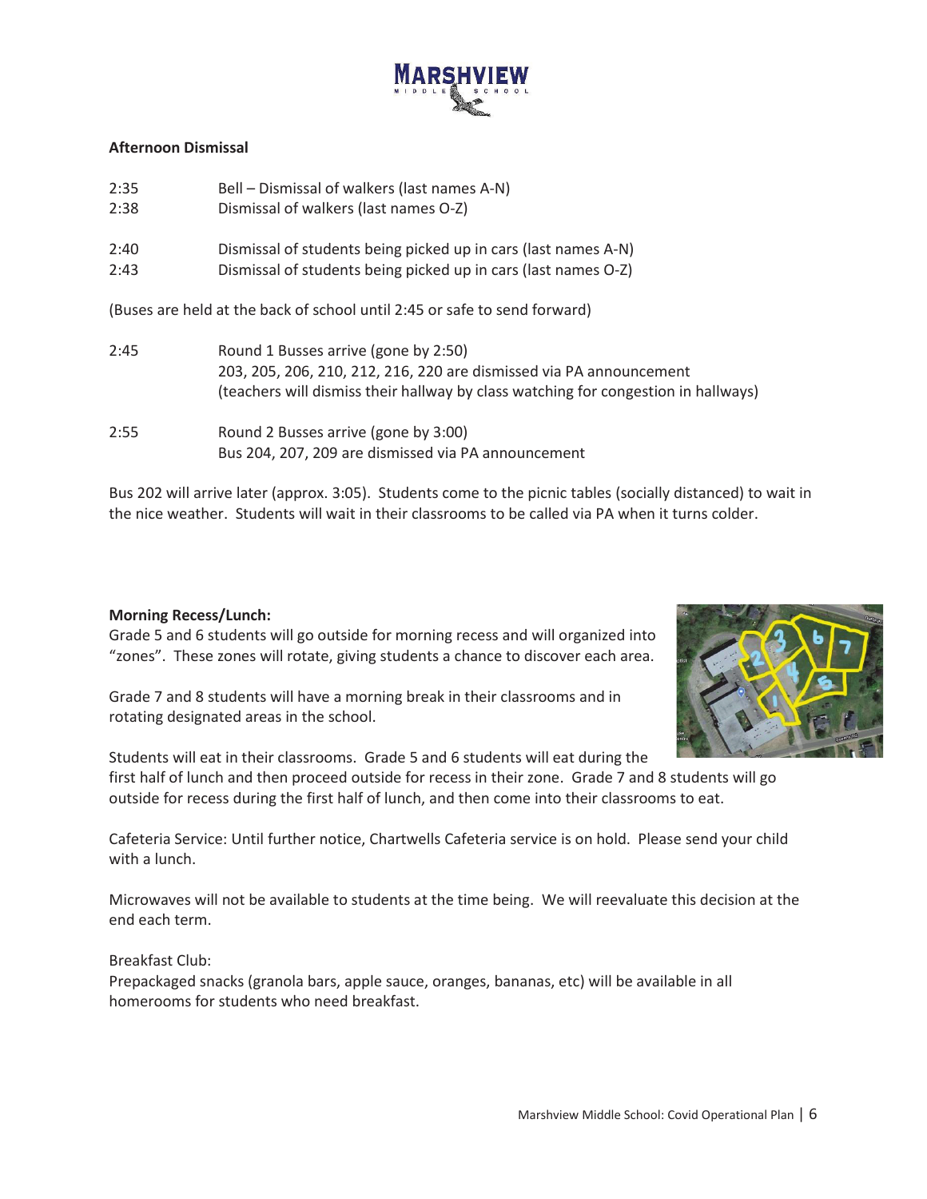**Afternoon Dismissal**

| | |
|---|---|
| 2:35 | Bell – Dismissal of walkers (last names A-N) |
| 2:38 | Dismissal of walkers (last names O-Z) |
| 2:40 | Dismissal of students being picked up in cars (last names A-N) |
| 2:43 | Dismissal of students being picked up in cars (last names O-Z) |

(Buses are held at the back of school until 2:45 or safe to send forward)

| | |
|---|---|
| 2:45 | Round 1 Busses arrive (gone by 2:50)<br>203, 205, 206, 210, 212, 216, 220 are dismissed via PA announcement<br>(teachers will dismiss their hallway by class watching for congestion in hallways) |
| 2:55 | Round 2 Busses arrive (gone by 3:00)<br>Bus 204, 207, 209 are dismissed via PA announcement |

Bus 202 will arrive later (approx. 3:05). Students come to the picnic tables (socially distanced) to wait in the nice weather. Students will wait in their classrooms to be called via PA when it turns colder.

**Morning Recess/Lunch:**

Grade 5 and 6 students will go outside for morning recess and will organized into "zones". These zones will rotate, giving students a chance to discover each area.

Grade 7 and 8 students will have a morning break in their classrooms and in rotating designated areas in the school.

Students will eat in their classrooms. Grade 5 and 6 students will eat during the first half of lunch and then proceed outside for recess in their zone. Grade 7 and 8 students will go outside for recess during the first half of lunch, and then come into their classrooms to eat.

Cafeteria Service: Until further notice, Chartwells Cafeteria service is on hold. Please send your child with a lunch.

Microwaves will not be available to students at the time being. We will reevaluate this decision at the end each term.

Breakfast Club:

Prepackaged snacks (granola bars, apple sauce, oranges, bananas, etc) will be available in all homerooms for students who need breakfast.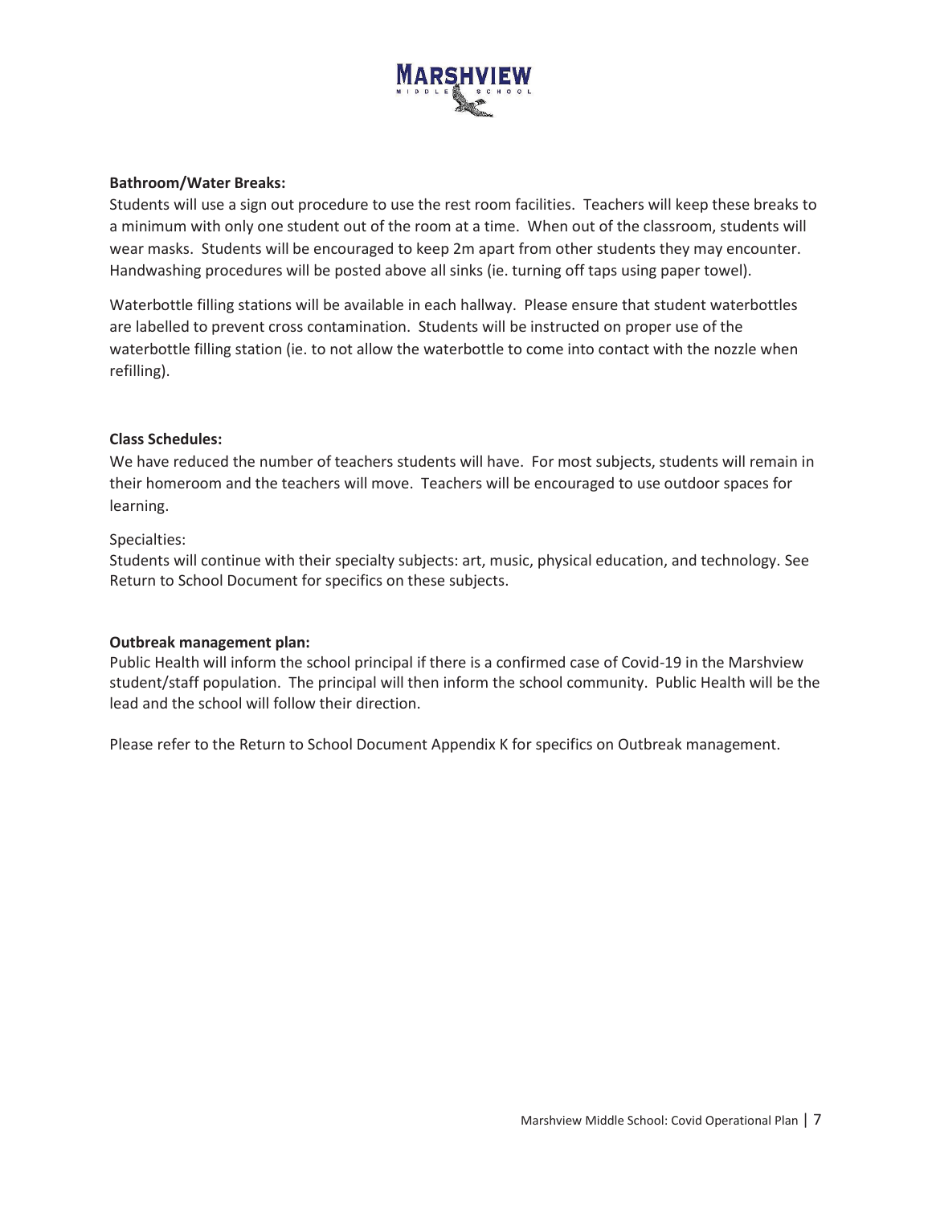**Bathroom/Water Breaks:**

Students will use a sign out procedure to use the rest room facilities. Teachers will keep these breaks to a minimum with only one student out of the room at a time. When out of the classroom, students will wear masks. Students will be encouraged to keep 2m apart from other students they may encounter. Handwashing procedures will be posted above all sinks (ie. turning off taps using paper towel).

Waterbottle filling stations will be available in each hallway. Please ensure that student waterbottles are labelled to prevent cross contamination. Students will be instructed on proper use of the waterbottle filling station (ie. to not allow the waterbottle to come into contact with the nozzle when refilling).

**Class Schedules:**

We have reduced the number of teachers students will have. For most subjects, students will remain in their homeroom and the teachers will move. Teachers will be encouraged to use outdoor spaces for learning.

Specialties:

Students will continue with their specialty subjects: art, music, physical education, and technology. See Return to School Document for specifics on these subjects.

**Outbreak management plan:**

Public Health will inform the school principal if there is a confirmed case of Covid-19 in the Marshview student/staff population. The principal will then inform the school community. Public Health will be the lead and the school will follow their direction.

Please refer to the Return to School Document Appendix K for specifics on Outbreak management.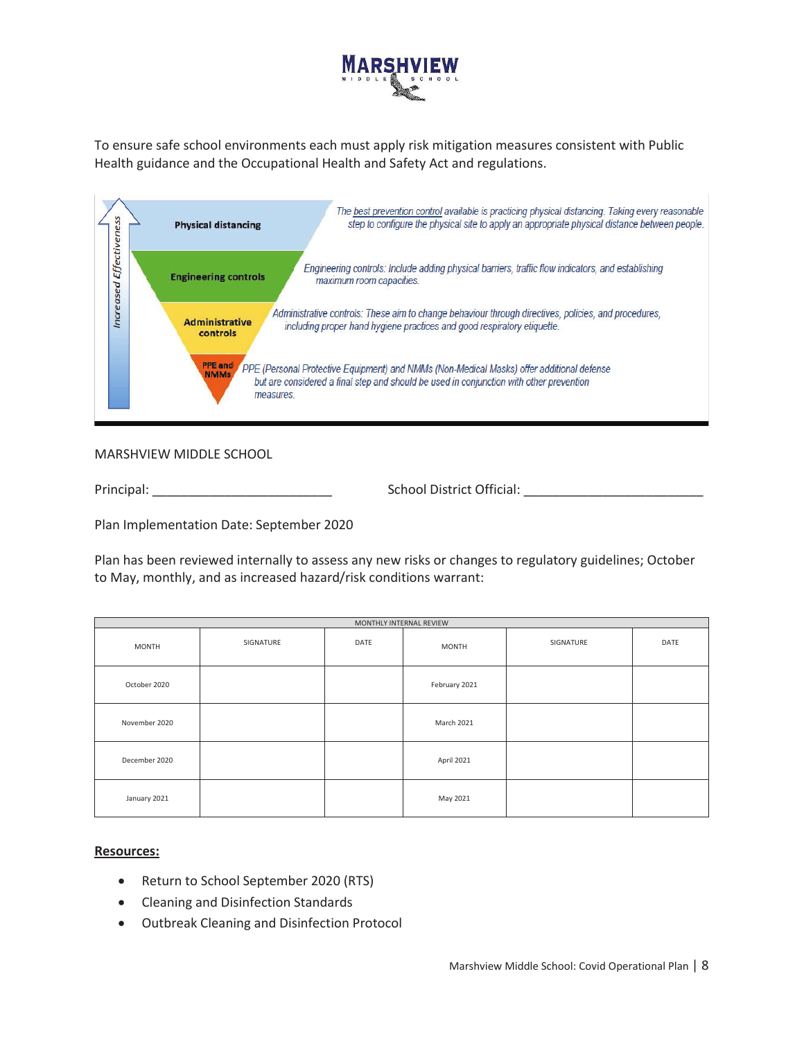MARSHVIEW
MIDDLE SCHOOL

To ensure safe school environments each must apply risk mitigation measures consistent with Public Health guidance and the Occupational Health and Safety Act and regulations.

Increased Effectiveness

Physical distancing

*The best prevention control available is practicing physical distancing. Taking every reasonable step to configure the physical site to apply an appropriate physical distance between people.*

Engineering controls

*Engineering controls: Include adding physical barriers, traffic flow indicators, and establishing maximum room capacities.*

Administrative controls

*Administrative controls: These aim to change behaviour through directives, policies, and procedures, including proper hand hygiene practices and good respiratory etiquette.*

PPE and NMMs

*PPE (Personal Protective Equipment) and NMMs (Non-Medical Masks) offer additional defense but are considered a final step and should be used in conjunction with other prevention measures.*

MARSHVIEW MIDDLE SCHOOL

Principal: _________________________ School District Official: _________________________

Plan Implementation Date: September 2020

Plan has been reviewed internally to assess any new risks or changes to regulatory guidelines; October to May, monthly, and as increased hazard/risk conditions warrant:

| MONTHLY INTERNAL REVIEW | | | | | |
|---|---|---|---|---|---|
| MONTH | SIGNATURE | DATE | MONTH | SIGNATURE | DATE |
| October 2020 | | | February 2021 | | |
| November 2020 | | | March 2021 | | |
| December 2020 | | | April 2021 | | |
| January 2021 | | | May 2021 | | |

**Resources:**

- Return to School September 2020 (RTS)
- Cleaning and Disinfection Standards
- Outbreak Cleaning and Disinfection Protocol